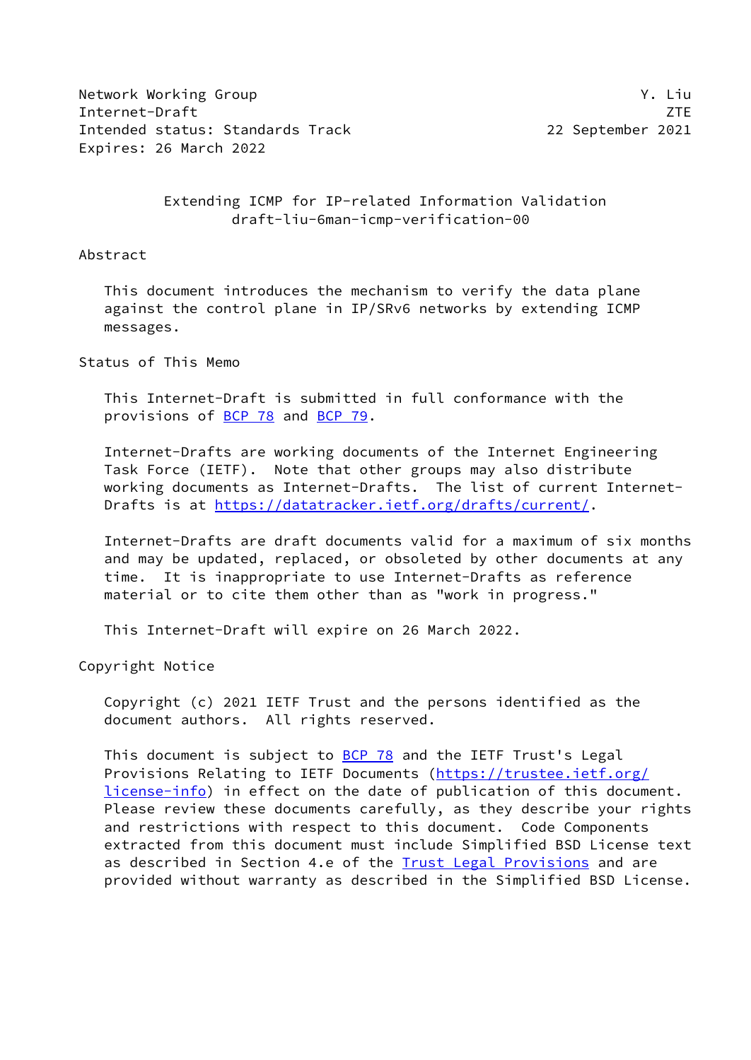Network Working Group Y. Liu
Internet-Draft ZTE
Intended status: Standards Track 22 September 2021
Expires: 26 March 2022

# Extending ICMP for IP-related Information Validation
## draft-liu-6man-icmp-verification-00

## Abstract

This document introduces the mechanism to verify the data plane against the control plane in IP/SRv6 networks by extending ICMP messages.

## Status of This Memo

This Internet-Draft is submitted in full conformance with the provisions of BCP 78 and BCP 79.

Internet-Drafts are working documents of the Internet Engineering Task Force (IETF). Note that other groups may also distribute working documents as Internet-Drafts. The list of current Internet-Drafts is at https://datatracker.ietf.org/drafts/current/.

Internet-Drafts are draft documents valid for a maximum of six months and may be updated, replaced, or obsoleted by other documents at any time. It is inappropriate to use Internet-Drafts as reference material or to cite them other than as "work in progress."

This Internet-Draft will expire on 26 March 2022.

## Copyright Notice

Copyright (c) 2021 IETF Trust and the persons identified as the document authors. All rights reserved.

This document is subject to BCP 78 and the IETF Trust's Legal Provisions Relating to IETF Documents (https://trustee.ietf.org/license-info) in effect on the date of publication of this document. Please review these documents carefully, as they describe your rights and restrictions with respect to this document. Code Components extracted from this document must include Simplified BSD License text as described in Section 4.e of the Trust Legal Provisions and are provided without warranty as described in the Simplified BSD License.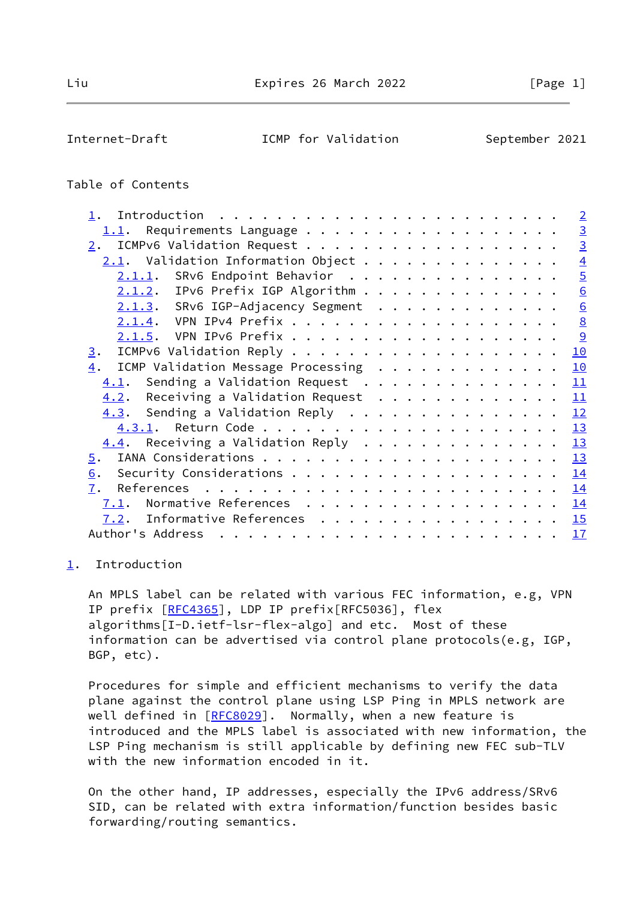Table of Contents

- 1. Introduction . . . . . . . . . . . . . . . . . . . . . . . . 2
  - 1.1. Requirements Language . . . . . . . . . . . . . . . . . . 3
- 2. ICMPv6 Validation Request . . . . . . . . . . . . . . . . . . 3
  - 2.1. Validation Information Object . . . . . . . . . . . . . . 4
    - 2.1.1. SRv6 Endpoint Behavior . . . . . . . . . . . . . . . 5
    - 2.1.2. IPv6 Prefix IGP Algorithm . . . . . . . . . . . . . . 6
    - 2.1.3. SRv6 IGP-Adjacency Segment . . . . . . . . . . . . . 6
    - 2.1.4. VPN IPv4 Prefix . . . . . . . . . . . . . . . . . . . 8
    - 2.1.5. VPN IPv6 Prefix . . . . . . . . . . . . . . . . . . . 9
- 3. ICMPv6 Validation Reply . . . . . . . . . . . . . . . . . . . 10
- 4. ICMP Validation Message Processing . . . . . . . . . . . . . 10
  - 4.1. Sending a Validation Request . . . . . . . . . . . . . . 11
  - 4.2. Receiving a Validation Request . . . . . . . . . . . . . 11
  - 4.3. Sending a Validation Reply . . . . . . . . . . . . . . . 12
    - 4.3.1. Return Code . . . . . . . . . . . . . . . . . . . . . 13
  - 4.4. Receiving a Validation Reply . . . . . . . . . . . . . . 13
- 5. IANA Considerations . . . . . . . . . . . . . . . . . . . . . 13
- 6. Security Considerations . . . . . . . . . . . . . . . . . . . 14
- 7. References . . . . . . . . . . . . . . . . . . . . . . . . . 14
  - 7.1. Normative References . . . . . . . . . . . . . . . . . . 14
  - 7.2. Informative References . . . . . . . . . . . . . . . . . 15
- Author's Address . . . . . . . . . . . . . . . . . . . . . . . . 17

## 1. Introduction

An MPLS label can be related with various FEC information, e.g, VPN IP prefix [RFC4365], LDP IP prefix[RFC5036], flex algorithms[I-D.ietf-lsr-flex-algo] and etc. Most of these information can be advertised via control plane protocols(e.g, IGP, BGP, etc).

Procedures for simple and efficient mechanisms to verify the data plane against the control plane using LSP Ping in MPLS network are well defined in [RFC8029]. Normally, when a new feature is introduced and the MPLS label is associated with new information, the LSP Ping mechanism is still applicable by defining new FEC sub-TLV with the new information encoded in it.

On the other hand, IP addresses, especially the IPv6 address/SRv6 SID, can be related with extra information/function besides basic forwarding/routing semantics.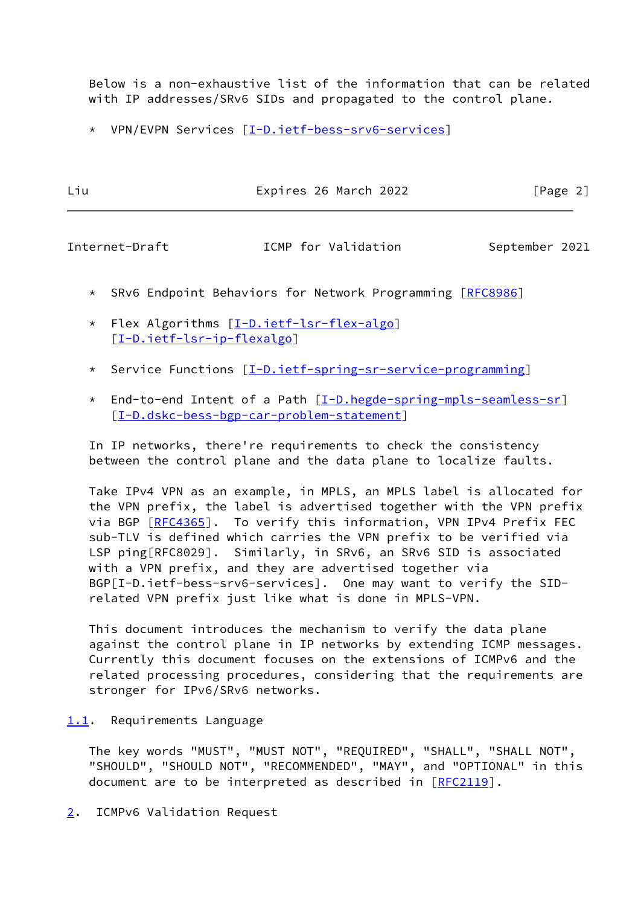Below is a non-exhaustive list of the information that can be related with IP addresses/SRv6 SIDs and propagated to the control plane.

* VPN/EVPN Services [I-D.ietf-bess-srv6-services]
* SRv6 Endpoint Behaviors for Network Programming [RFC8986]
* Flex Algorithms [I-D.ietf-lsr-flex-algo] [I-D.ietf-lsr-ip-flexalgo]
* Service Functions [I-D.ietf-spring-sr-service-programming]
* End-to-end Intent of a Path [I-D.hegde-spring-mpls-seamless-sr] [I-D.dskc-bess-bgp-car-problem-statement]

In IP networks, there're requirements to check the consistency between the control plane and the data plane to localize faults.

Take IPv4 VPN as an example, in MPLS, an MPLS label is allocated for the VPN prefix, the label is advertised together with the VPN prefix via BGP [RFC4365]. To verify this information, VPN IPv4 Prefix FEC sub-TLV is defined which carries the VPN prefix to be verified via LSP ping[RFC8029]. Similarly, in SRv6, an SRv6 SID is associated with a VPN prefix, and they are advertised together via BGP[I-D.ietf-bess-srv6-services]. One may want to verify the SID-related VPN prefix just like what is done in MPLS-VPN.

This document introduces the mechanism to verify the data plane against the control plane in IP networks by extending ICMP messages. Currently this document focuses on the extensions of ICMPv6 and the related processing procedures, considering that the requirements are stronger for IPv6/SRv6 networks.

### 1.1. Requirements Language

The key words "MUST", "MUST NOT", "REQUIRED", "SHALL", "SHALL NOT", "SHOULD", "SHOULD NOT", "RECOMMENDED", "MAY", and "OPTIONAL" in this document are to be interpreted as described in [RFC2119].

## 2. ICMPv6 Validation Request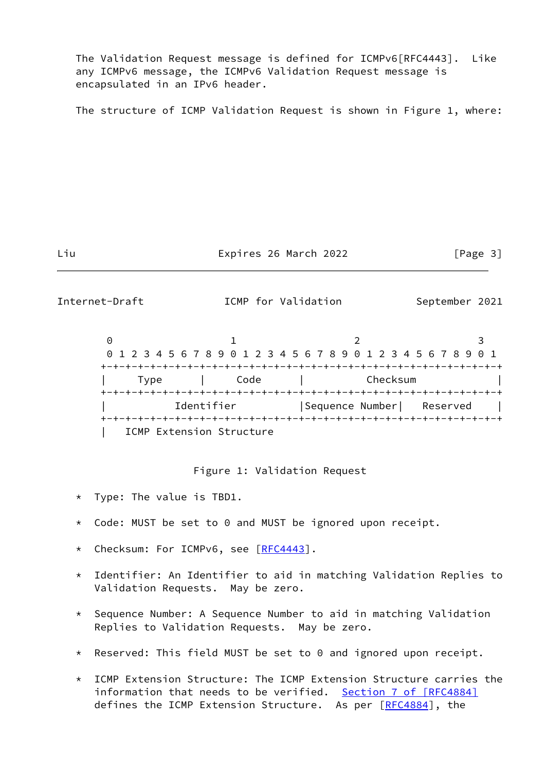The Validation Request message is defined for ICMPv6[RFC4443]. Like any ICMPv6 message, the ICMPv6 Validation Request message is encapsulated in an IPv6 header.

The structure of ICMP Validation Request is shown in Figure 1, where:

```
 0                   1                   2                   3
 0 1 2 3 4 5 6 7 8 9 0 1 2 3 4 5 6 7 8 9 0 1 2 3 4 5 6 7 8 9 0 1
+-+-+-+-+-+-+-+-+-+-+-+-+-+-+-+-+-+-+-+-+-+-+-+-+-+-+-+-+-+-+-+-+
|     Type      |      Code     |          Checksum             |
+-+-+-+-+-+-+-+-+-+-+-+-+-+-+-+-+-+-+-+-+-+-+-+-+-+-+-+-+-+-+-+-+
|           Identifier          |Sequence Number|   Reserved    |
+-+-+-+-+-+-+-+-+-+-+-+-+-+-+-+-+-+-+-+-+-+-+-+-+-+-+-+-+-+-+-+-+
|   ICMP Extension Structure
```

Figure 1: Validation Request

* Type: The value is TBD1.
* Code: MUST be set to 0 and MUST be ignored upon receipt.
* Checksum: For ICMPv6, see [RFC4443].
* Identifier: An Identifier to aid in matching Validation Replies to Validation Requests. May be zero.
* Sequence Number: A Sequence Number to aid in matching Validation Replies to Validation Requests. May be zero.
* Reserved: This field MUST be set to 0 and ignored upon receipt.
* ICMP Extension Structure: The ICMP Extension Structure carries the information that needs to be verified. Section 7 of [RFC4884] defines the ICMP Extension Structure. As per [RFC4884], the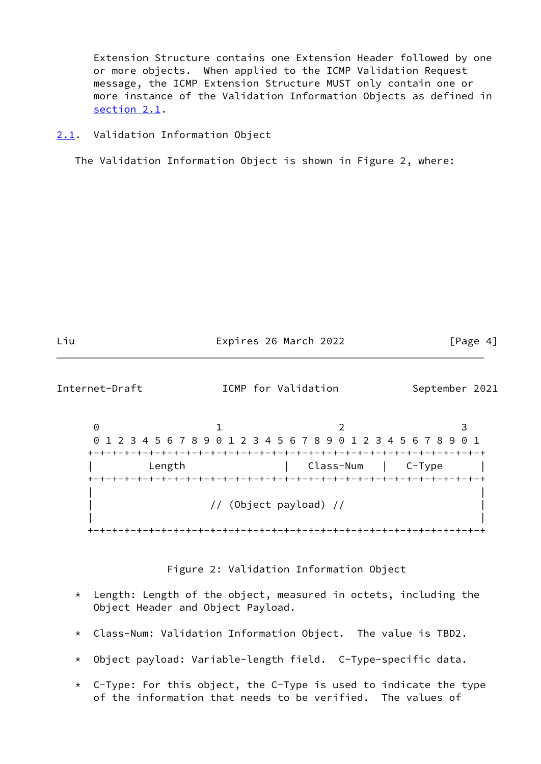Extension Structure contains one Extension Header followed by one or more objects. When applied to the ICMP Validation Request message, the ICMP Extension Structure MUST only contain one or more instance of the Validation Information Objects as defined in section 2.1.

### 2.1. Validation Information Object

The Validation Information Object is shown in Figure 2, where:

```
    0                   1                   2                   3
    0 1 2 3 4 5 6 7 8 9 0 1 2 3 4 5 6 7 8 9 0 1 2 3 4 5 6 7 8 9 0 1
   +-+-+-+-+-+-+-+-+-+-+-+-+-+-+-+-+-+-+-+-+-+-+-+-+-+-+-+-+-+-+-+-+
   |         Length                |   Class-Num   |   C-Type      |
   +-+-+-+-+-+-+-+-+-+-+-+-+-+-+-+-+-+-+-+-+-+-+-+-+-+-+-+-+-+-+-+-+
   |                                                               |
   |                   // (Object payload) //                      |
   |                                                               |
   +-+-+-+-+-+-+-+-+-+-+-+-+-+-+-+-+-+-+-+-+-+-+-+-+-+-+-+-+-+-+-+-+
```

Figure 2: Validation Information Object

* Length: Length of the object, measured in octets, including the Object Header and Object Payload.

* Class-Num: Validation Information Object. The value is TBD2.

* Object payload: Variable-length field. C-Type-specific data.

* C-Type: For this object, the C-Type is used to indicate the type of the information that needs to be verified. The values of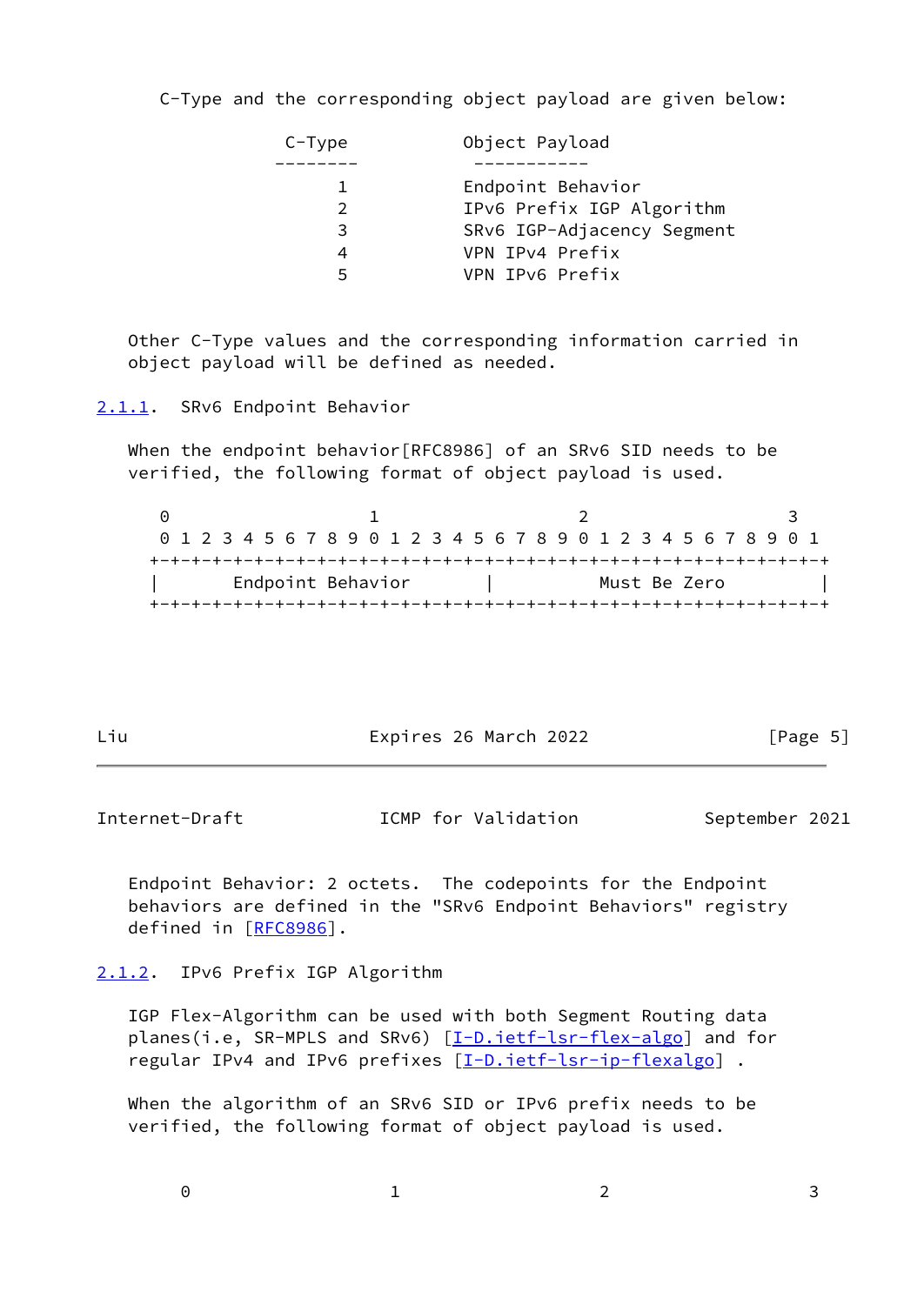C-Type and the corresponding object payload are given below:

| C-Type | Object Payload |
| --- | --- |
| 1 | Endpoint Behavior |
| 2 | IPv6 Prefix IGP Algorithm |
| 3 | SRv6 IGP-Adjacency Segment |
| 4 | VPN IPv4 Prefix |
| 5 | VPN IPv6 Prefix |

Other C-Type values and the corresponding information carried in object payload will be defined as needed.

### 2.1.1. SRv6 Endpoint Behavior

When the endpoint behavior[RFC8986] of an SRv6 SID needs to be verified, the following format of object payload is used.

```
 0                   1                   2                   3
 0 1 2 3 4 5 6 7 8 9 0 1 2 3 4 5 6 7 8 9 0 1 2 3 4 5 6 7 8 9 0 1
+-+-+-+-+-+-+-+-+-+-+-+-+-+-+-+-+-+-+-+-+-+-+-+-+-+-+-+-+-+-+-+-+
|       Endpoint Behavior       |           Must Be Zero        |
+-+-+-+-+-+-+-+-+-+-+-+-+-+-+-+-+-+-+-+-+-+-+-+-+-+-+-+-+-+-+-+-+
```

Endpoint Behavior: 2 octets. The codepoints for the Endpoint behaviors are defined in the "SRv6 Endpoint Behaviors" registry defined in [RFC8986].

### 2.1.2. IPv6 Prefix IGP Algorithm

IGP Flex-Algorithm can be used with both Segment Routing data planes(i.e, SR-MPLS and SRv6) [I-D.ietf-lsr-flex-algo] and for regular IPv4 and IPv6 prefixes [I-D.ietf-lsr-ip-flexalgo] .

When the algorithm of an SRv6 SID or IPv6 prefix needs to be verified, the following format of object payload is used.

```
   0                   1                   2                   3
```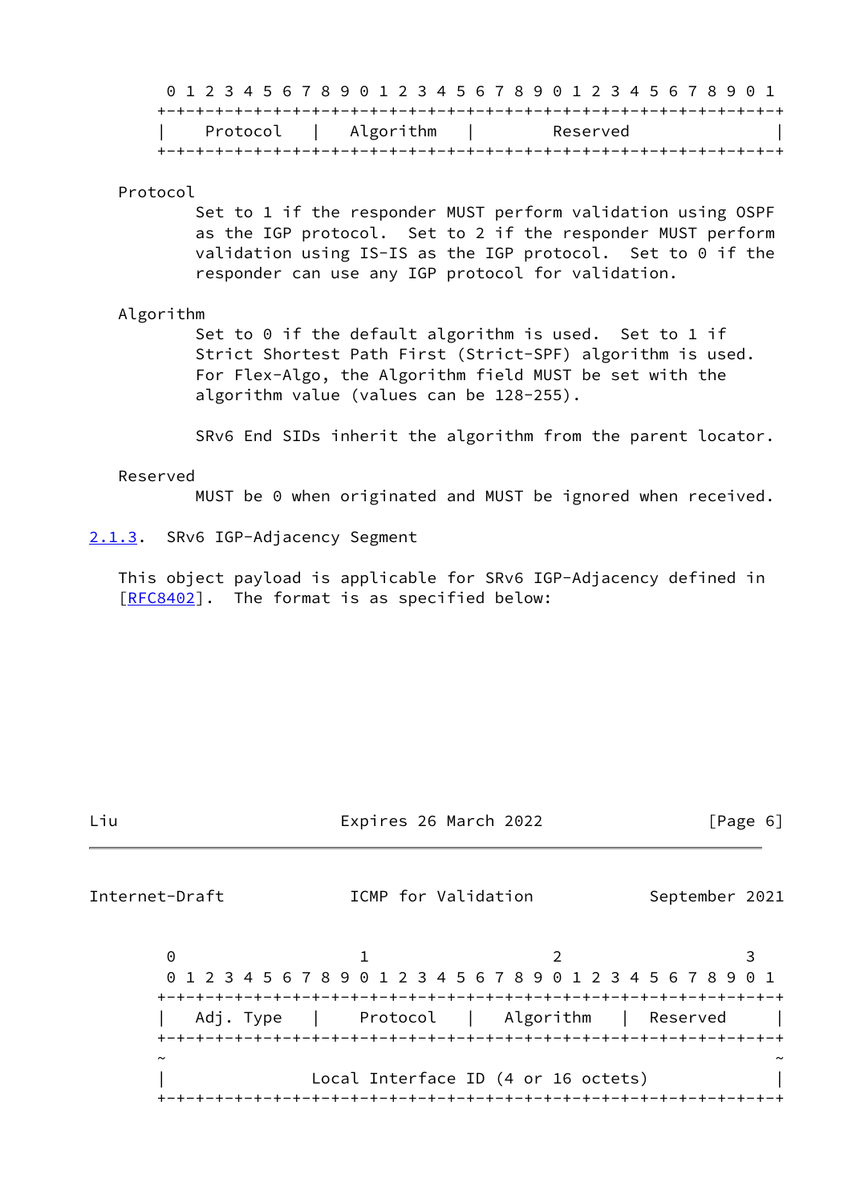```
 0 1 2 3 4 5 6 7 8 9 0 1 2 3 4 5 6 7 8 9 0 1 2 3 4 5 6 7 8 9 0 1
+-+-+-+-+-+-+-+-+-+-+-+-+-+-+-+-+-+-+-+-+-+-+-+-+-+-+-+-+-+-+-+-+
|    Protocol   |  Algorithm    |         Reserved              |
+-+-+-+-+-+-+-+-+-+-+-+-+-+-+-+-+-+-+-+-+-+-+-+-+-+-+-+-+-+-+-+-+
```

Protocol
: Set to 1 if the responder MUST perform validation using OSPF as the IGP protocol. Set to 2 if the responder MUST perform validation using IS-IS as the IGP protocol. Set to 0 if the responder can use any IGP protocol for validation.

Algorithm
: Set to 0 if the default algorithm is used. Set to 1 if Strict Shortest Path First (Strict-SPF) algorithm is used. For Flex-Algo, the Algorithm field MUST be set with the algorithm value (values can be 128-255).

  SRv6 End SIDs inherit the algorithm from the parent locator.

Reserved
: MUST be 0 when originated and MUST be ignored when received.

### 2.1.3. SRv6 IGP-Adjacency Segment

This object payload is applicable for SRv6 IGP-Adjacency defined in [RFC8402]. The format is as specified below:

```
 0                   1                   2                   3
 0 1 2 3 4 5 6 7 8 9 0 1 2 3 4 5 6 7 8 9 0 1 2 3 4 5 6 7 8 9 0 1
+-+-+-+-+-+-+-+-+-+-+-+-+-+-+-+-+-+-+-+-+-+-+-+-+-+-+-+-+-+-+-+-+
|  Adj. Type    |    Protocol   |  Algorithm    |  Reserved     |
+-+-+-+-+-+-+-+-+-+-+-+-+-+-+-+-+-+-+-+-+-+-+-+-+-+-+-+-+-+-+-+-+
~                                                               ~
|               Local Interface ID (4 or 16 octets)             |
+-+-+-+-+-+-+-+-+-+-+-+-+-+-+-+-+-+-+-+-+-+-+-+-+-+-+-+-+-+-+-+-+
```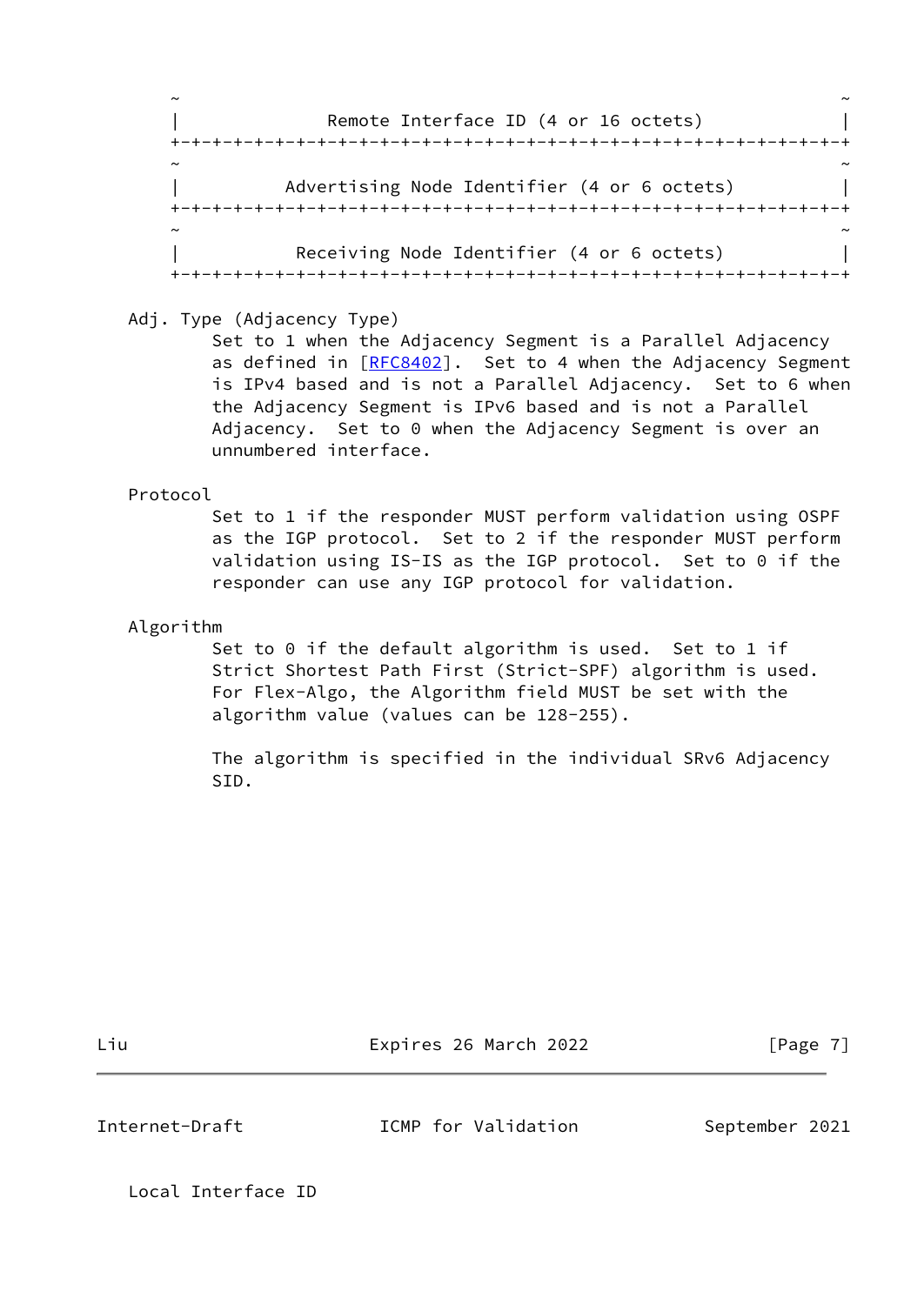```
~                                                               ~
|              Remote Interface ID (4 or 16 octets)             |
+-+-+-+-+-+-+-+-+-+-+-+-+-+-+-+-+-+-+-+-+-+-+-+-+-+-+-+-+-+-+-+-+
~                                                               ~
|          Advertising Node Identifier (4 or 6 octets)          |
+-+-+-+-+-+-+-+-+-+-+-+-+-+-+-+-+-+-+-+-+-+-+-+-+-+-+-+-+-+-+-+-+
~                                                               ~
|           Receiving Node Identifier (4 or 6 octets)           |
+-+-+-+-+-+-+-+-+-+-+-+-+-+-+-+-+-+-+-+-+-+-+-+-+-+-+-+-+-+-+-+-+
```

Adj. Type (Adjacency Type)

Set to 1 when the Adjacency Segment is a Parallel Adjacency as defined in [RFC8402]. Set to 4 when the Adjacency Segment is IPv4 based and is not a Parallel Adjacency. Set to 6 when the Adjacency Segment is IPv6 based and is not a Parallel Adjacency. Set to 0 when the Adjacency Segment is over an unnumbered interface.

Protocol

Set to 1 if the responder MUST perform validation using OSPF as the IGP protocol. Set to 2 if the responder MUST perform validation using IS-IS as the IGP protocol. Set to 0 if the responder can use any IGP protocol for validation.

Algorithm

Set to 0 if the default algorithm is used. Set to 1 if Strict Shortest Path First (Strict-SPF) algorithm is used. For Flex-Algo, the Algorithm field MUST be set with the algorithm value (values can be 128-255).

The algorithm is specified in the individual SRv6 Adjacency SID.

Local Interface ID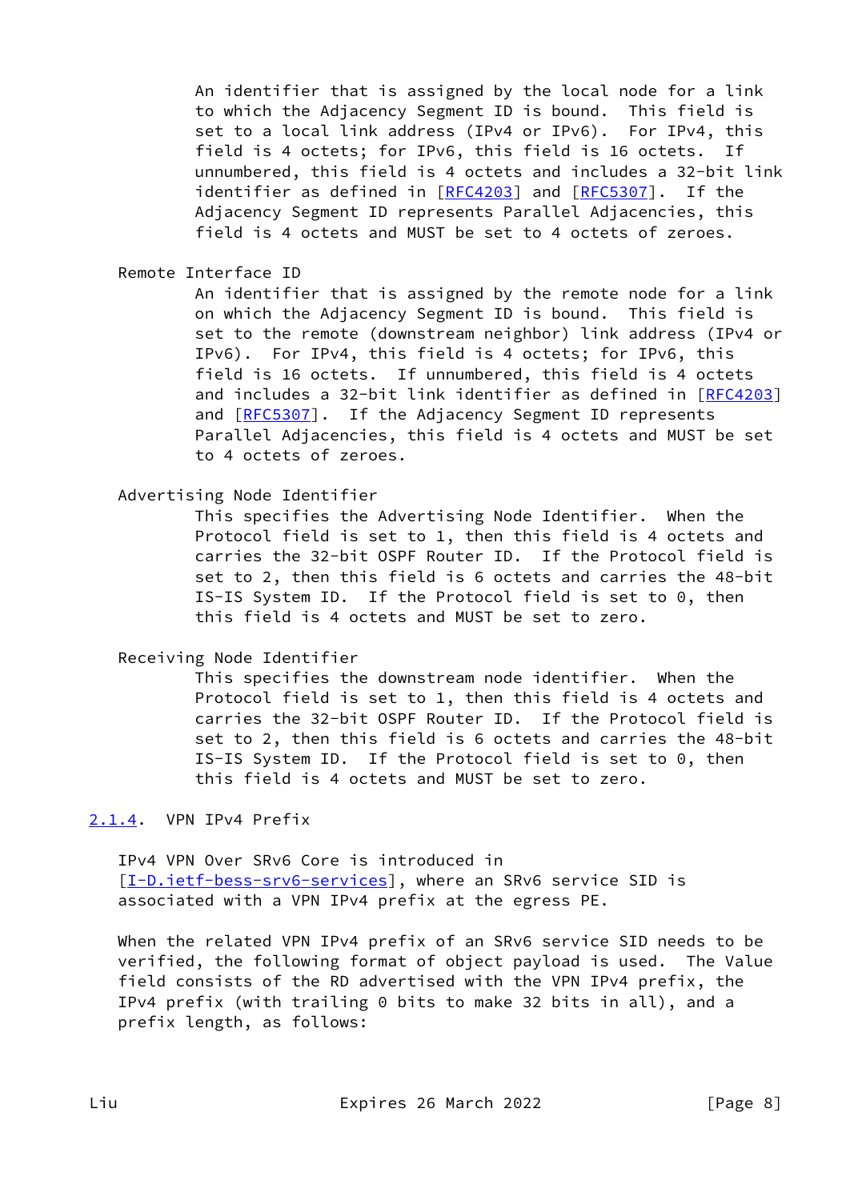An identifier that is assigned by the local node for a link to which the Adjacency Segment ID is bound. This field is set to a local link address (IPv4 or IPv6). For IPv4, this field is 4 octets; for IPv6, this field is 16 octets. If unnumbered, this field is 4 octets and includes a 32-bit link identifier as defined in [RFC4203] and [RFC5307]. If the Adjacency Segment ID represents Parallel Adjacencies, this field is 4 octets and MUST be set to 4 octets of zeroes.

Remote Interface ID

An identifier that is assigned by the remote node for a link on which the Adjacency Segment ID is bound. This field is set to the remote (downstream neighbor) link address (IPv4 or IPv6). For IPv4, this field is 4 octets; for IPv6, this field is 16 octets. If unnumbered, this field is 4 octets and includes a 32-bit link identifier as defined in [RFC4203] and [RFC5307]. If the Adjacency Segment ID represents Parallel Adjacencies, this field is 4 octets and MUST be set to 4 octets of zeroes.

Advertising Node Identifier

This specifies the Advertising Node Identifier. When the Protocol field is set to 1, then this field is 4 octets and carries the 32-bit OSPF Router ID. If the Protocol field is set to 2, then this field is 6 octets and carries the 48-bit IS-IS System ID. If the Protocol field is set to 0, then this field is 4 octets and MUST be set to zero.

Receiving Node Identifier

This specifies the downstream node identifier. When the Protocol field is set to 1, then this field is 4 octets and carries the 32-bit OSPF Router ID. If the Protocol field is set to 2, then this field is 6 octets and carries the 48-bit IS-IS System ID. If the Protocol field is set to 0, then this field is 4 octets and MUST be set to zero.

#### 2.1.4. VPN IPv4 Prefix

IPv4 VPN Over SRv6 Core is introduced in [I-D.ietf-bess-srv6-services], where an SRv6 service SID is associated with a VPN IPv4 prefix at the egress PE.

When the related VPN IPv4 prefix of an SRv6 service SID needs to be verified, the following format of object payload is used. The Value field consists of the RD advertised with the VPN IPv4 prefix, the IPv4 prefix (with trailing 0 bits to make 32 bits in all), and a prefix length, as follows: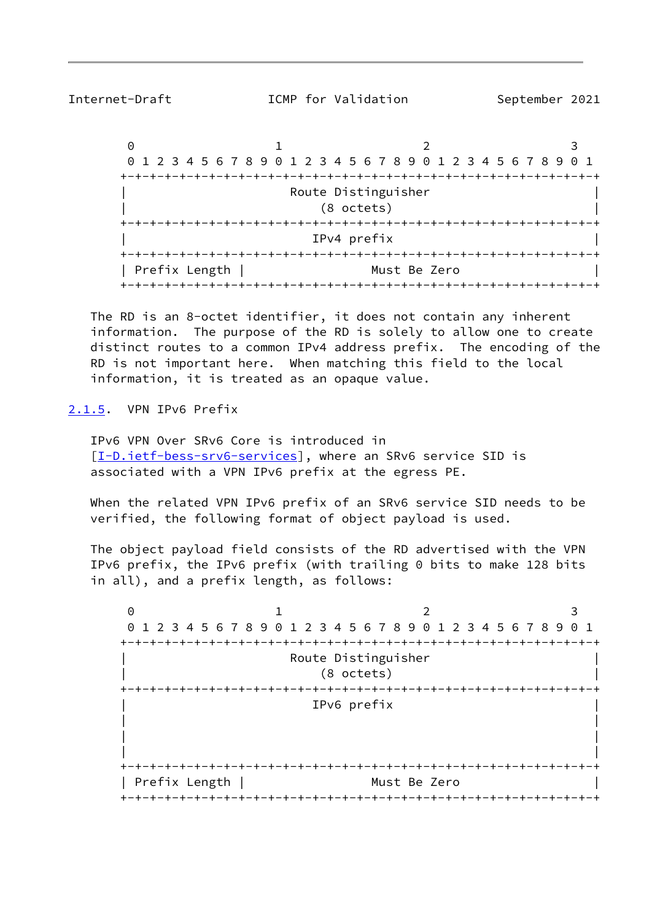```
 0                   1                   2                   3
 0 1 2 3 4 5 6 7 8 9 0 1 2 3 4 5 6 7 8 9 0 1 2 3 4 5 6 7 8 9 0 1
+-+-+-+-+-+-+-+-+-+-+-+-+-+-+-+-+-+-+-+-+-+-+-+-+-+-+-+-+-+-+-+-+
|                      Route Distinguisher                      |
|                          (8 octets)                           |
+-+-+-+-+-+-+-+-+-+-+-+-+-+-+-+-+-+-+-+-+-+-+-+-+-+-+-+-+-+-+-+-+
|                         IPv4 prefix                           |
+-+-+-+-+-+-+-+-+-+-+-+-+-+-+-+-+-+-+-+-+-+-+-+-+-+-+-+-+-+-+-+-+
| Prefix Length |                 Must Be Zero                  |
+-+-+-+-+-+-+-+-+-+-+-+-+-+-+-+-+-+-+-+-+-+-+-+-+-+-+-+-+-+-+-+-+
```

The RD is an 8-octet identifier, it does not contain any inherent information. The purpose of the RD is solely to allow one to create distinct routes to a common IPv4 address prefix. The encoding of the RD is not important here. When matching this field to the local information, it is treated as an opaque value.

### 2.1.5. VPN IPv6 Prefix

IPv6 VPN Over SRv6 Core is introduced in [I-D.ietf-bess-srv6-services], where an SRv6 service SID is associated with a VPN IPv6 prefix at the egress PE.

When the related VPN IPv6 prefix of an SRv6 service SID needs to be verified, the following format of object payload is used.

The object payload field consists of the RD advertised with the VPN IPv6 prefix, the IPv6 prefix (with trailing 0 bits to make 128 bits in all), and a prefix length, as follows:

```
 0                   1                   2                   3
 0 1 2 3 4 5 6 7 8 9 0 1 2 3 4 5 6 7 8 9 0 1 2 3 4 5 6 7 8 9 0 1
+-+-+-+-+-+-+-+-+-+-+-+-+-+-+-+-+-+-+-+-+-+-+-+-+-+-+-+-+-+-+-+-+
|                      Route Distinguisher                      |
|                          (8 octets)                           |
+-+-+-+-+-+-+-+-+-+-+-+-+-+-+-+-+-+-+-+-+-+-+-+-+-+-+-+-+-+-+-+-+
|                         IPv6 prefix                           |
|                                                               |
|                                                               |
|                                                               |
+-+-+-+-+-+-+-+-+-+-+-+-+-+-+-+-+-+-+-+-+-+-+-+-+-+-+-+-+-+-+-+-+
| Prefix Length |                 Must Be Zero                  |
+-+-+-+-+-+-+-+-+-+-+-+-+-+-+-+-+-+-+-+-+-+-+-+-+-+-+-+-+-+-+-+-+
```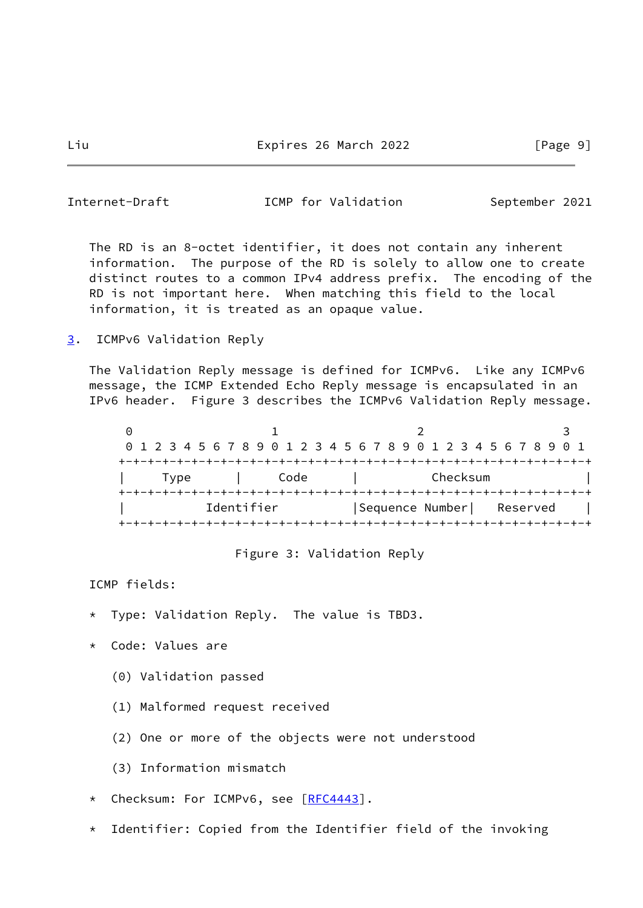The RD is an 8-octet identifier, it does not contain any inherent information. The purpose of the RD is solely to allow one to create distinct routes to a common IPv4 address prefix. The encoding of the RD is not important here. When matching this field to the local information, it is treated as an opaque value.

## 3. ICMPv6 Validation Reply

The Validation Reply message is defined for ICMPv6. Like any ICMPv6 message, the ICMP Extended Echo Reply message is encapsulated in an IPv6 header. Figure 3 describes the ICMPv6 Validation Reply message.

```
 0                   1                   2                   3
 0 1 2 3 4 5 6 7 8 9 0 1 2 3 4 5 6 7 8 9 0 1 2 3 4 5 6 7 8 9 0 1
+-+-+-+-+-+-+-+-+-+-+-+-+-+-+-+-+-+-+-+-+-+-+-+-+-+-+-+-+-+-+-+-+
|     Type      |     Code      |          Checksum             |
+-+-+-+-+-+-+-+-+-+-+-+-+-+-+-+-+-+-+-+-+-+-+-+-+-+-+-+-+-+-+-+-+
|           Identifier          |Sequence Number|   Reserved    |
+-+-+-+-+-+-+-+-+-+-+-+-+-+-+-+-+-+-+-+-+-+-+-+-+-+-+-+-+-+-+-+-+
```

Figure 3: Validation Reply

ICMP fields:

* Type: Validation Reply. The value is TBD3.

* Code: Values are

  (0) Validation passed

  (1) Malformed request received

  (2) One or more of the objects were not understood

  (3) Information mismatch

* Checksum: For ICMPv6, see [RFC4443].

* Identifier: Copied from the Identifier field of the invoking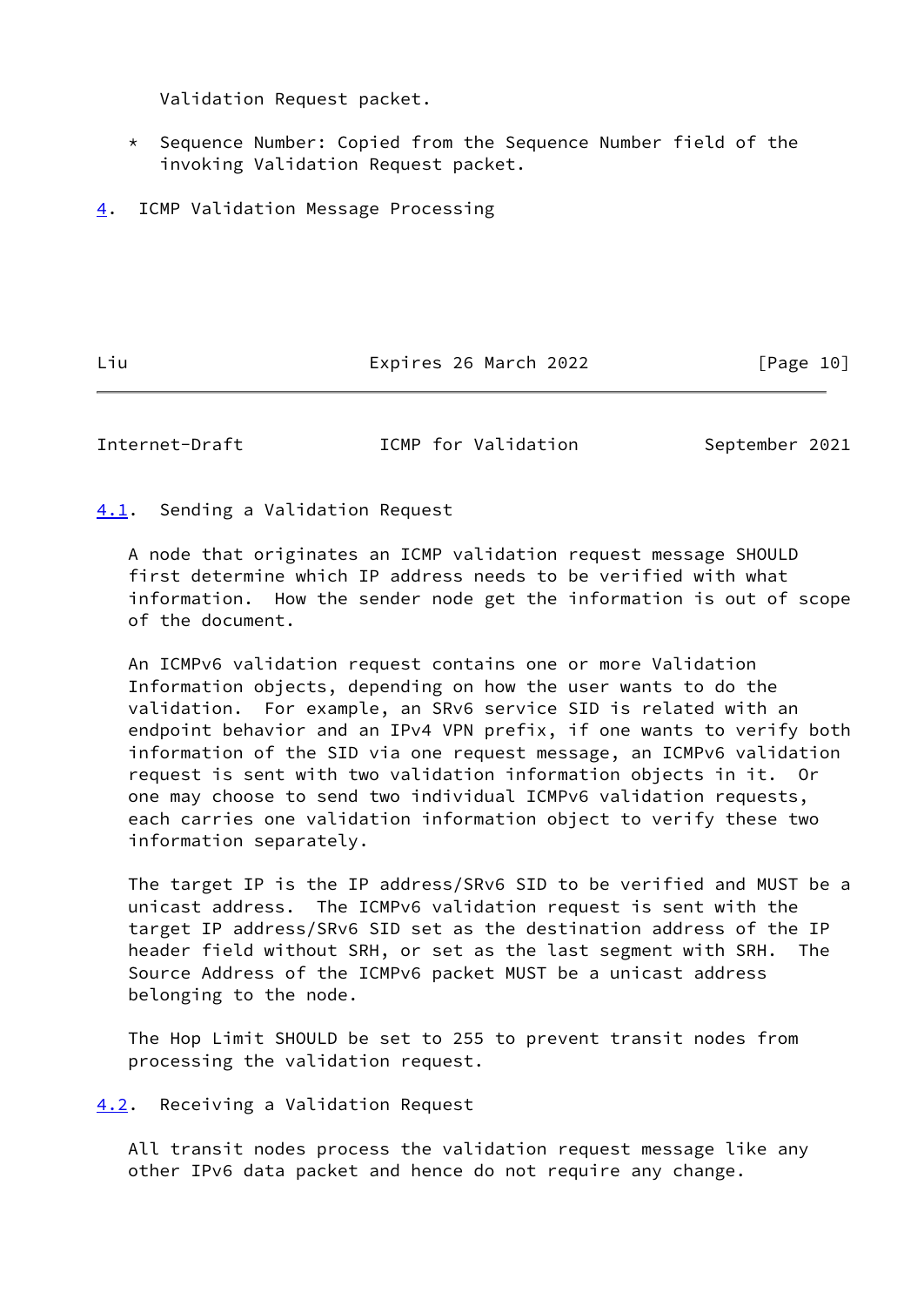Validation Request packet.

* Sequence Number: Copied from the Sequence Number field of the invoking Validation Request packet.

# 4. ICMP Validation Message Processing

## 4.1. Sending a Validation Request

A node that originates an ICMP validation request message SHOULD first determine which IP address needs to be verified with what information. How the sender node get the information is out of scope of the document.

An ICMPv6 validation request contains one or more Validation Information objects, depending on how the user wants to do the validation. For example, an SRv6 service SID is related with an endpoint behavior and an IPv4 VPN prefix, if one wants to verify both information of the SID via one request message, an ICMPv6 validation request is sent with two validation information objects in it. Or one may choose to send two individual ICMPv6 validation requests, each carries one validation information object to verify these two information separately.

The target IP is the IP address/SRv6 SID to be verified and MUST be a unicast address. The ICMPv6 validation request is sent with the target IP address/SRv6 SID set as the destination address of the IP header field without SRH, or set as the last segment with SRH. The Source Address of the ICMPv6 packet MUST be a unicast address belonging to the node.

The Hop Limit SHOULD be set to 255 to prevent transit nodes from processing the validation request.

## 4.2. Receiving a Validation Request

All transit nodes process the validation request message like any other IPv6 data packet and hence do not require any change.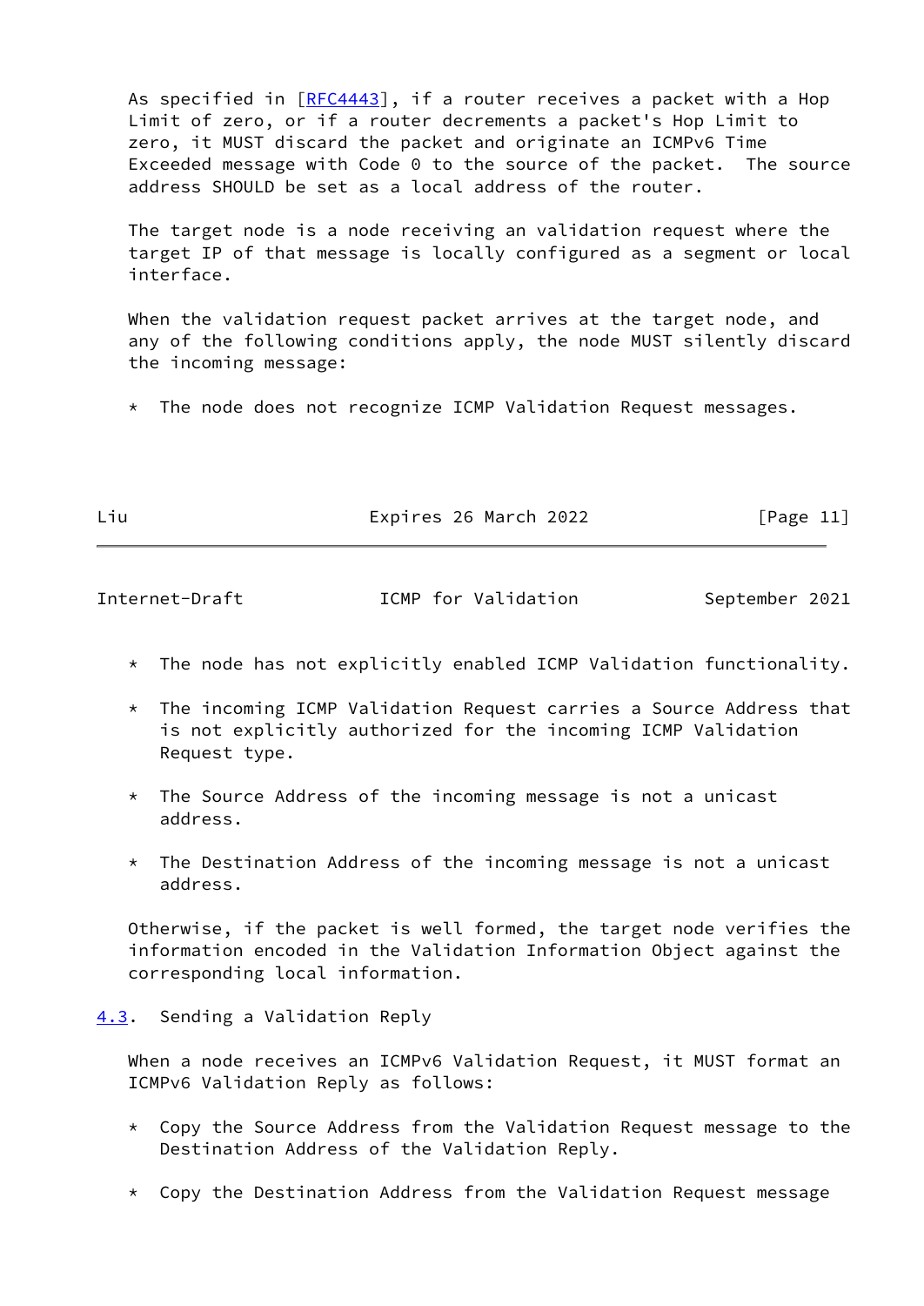As specified in [RFC4443], if a router receives a packet with a Hop Limit of zero, or if a router decrements a packet's Hop Limit to zero, it MUST discard the packet and originate an ICMPv6 Time Exceeded message with Code 0 to the source of the packet. The source address SHOULD be set as a local address of the router.

The target node is a node receiving an validation request where the target IP of that message is locally configured as a segment or local interface.

When the validation request packet arrives at the target node, and any of the following conditions apply, the node MUST silently discard the incoming message:

* The node does not recognize ICMP Validation Request messages.

* The node has not explicitly enabled ICMP Validation functionality.

* The incoming ICMP Validation Request carries a Source Address that is not explicitly authorized for the incoming ICMP Validation Request type.

* The Source Address of the incoming message is not a unicast address.

* The Destination Address of the incoming message is not a unicast address.

Otherwise, if the packet is well formed, the target node verifies the information encoded in the Validation Information Object against the corresponding local information.

## 4.3. Sending a Validation Reply

When a node receives an ICMPv6 Validation Request, it MUST format an ICMPv6 Validation Reply as follows:

* Copy the Source Address from the Validation Request message to the Destination Address of the Validation Reply.

* Copy the Destination Address from the Validation Request message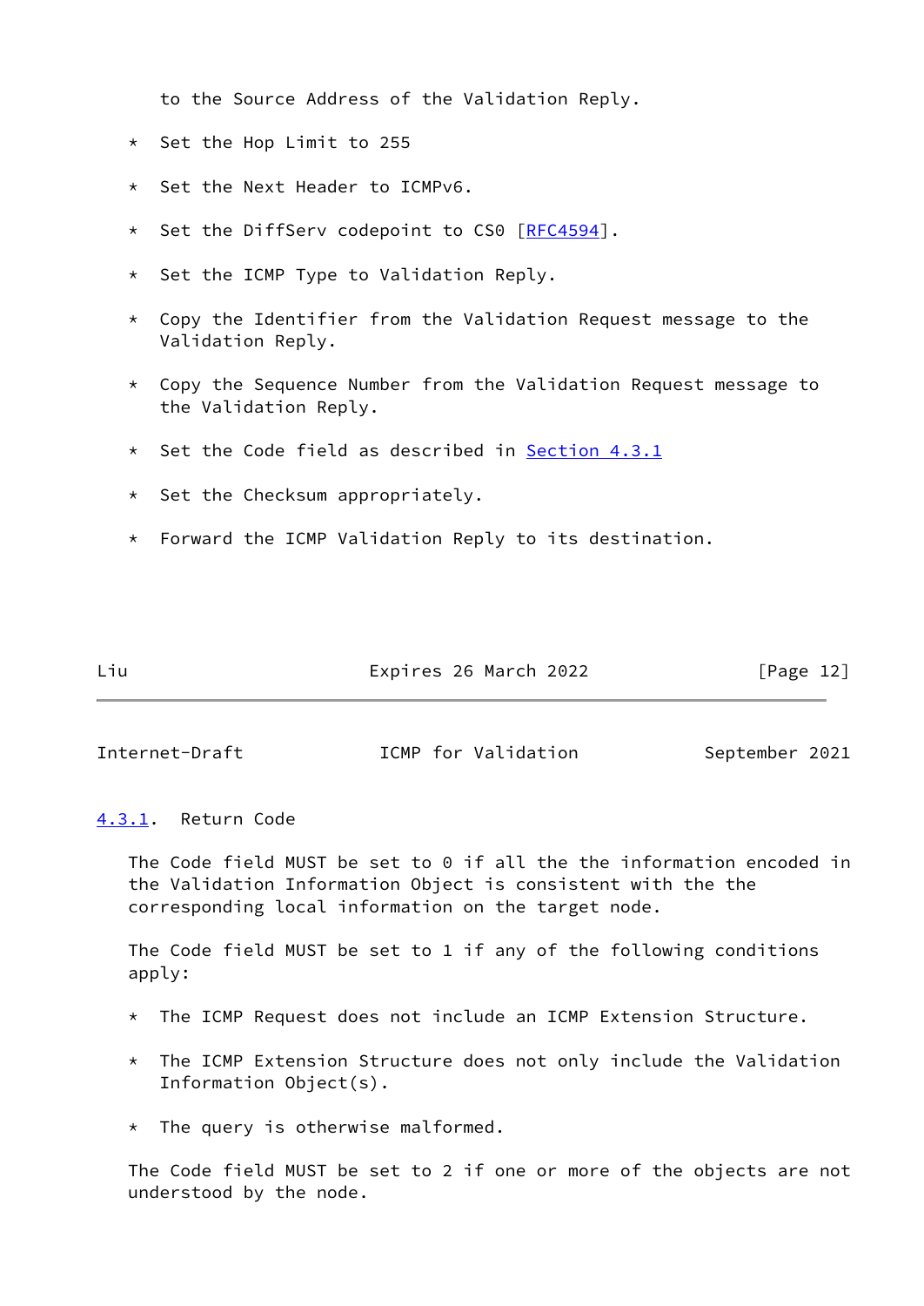to the Source Address of the Validation Reply.

* Set the Hop Limit to 255

* Set the Next Header to ICMPv6.

* Set the DiffServ codepoint to CS0 [RFC4594].

* Set the ICMP Type to Validation Reply.

* Copy the Identifier from the Validation Request message to the Validation Reply.

* Copy the Sequence Number from the Validation Request message to the Validation Reply.

* Set the Code field as described in Section 4.3.1

* Set the Checksum appropriately.

* Forward the ICMP Validation Reply to its destination.

### 4.3.1. Return Code

The Code field MUST be set to 0 if all the the information encoded in the Validation Information Object is consistent with the the corresponding local information on the target node.

The Code field MUST be set to 1 if any of the following conditions apply:

* The ICMP Request does not include an ICMP Extension Structure.

* The ICMP Extension Structure does not only include the Validation Information Object(s).

* The query is otherwise malformed.

The Code field MUST be set to 2 if one or more of the objects are not understood by the node.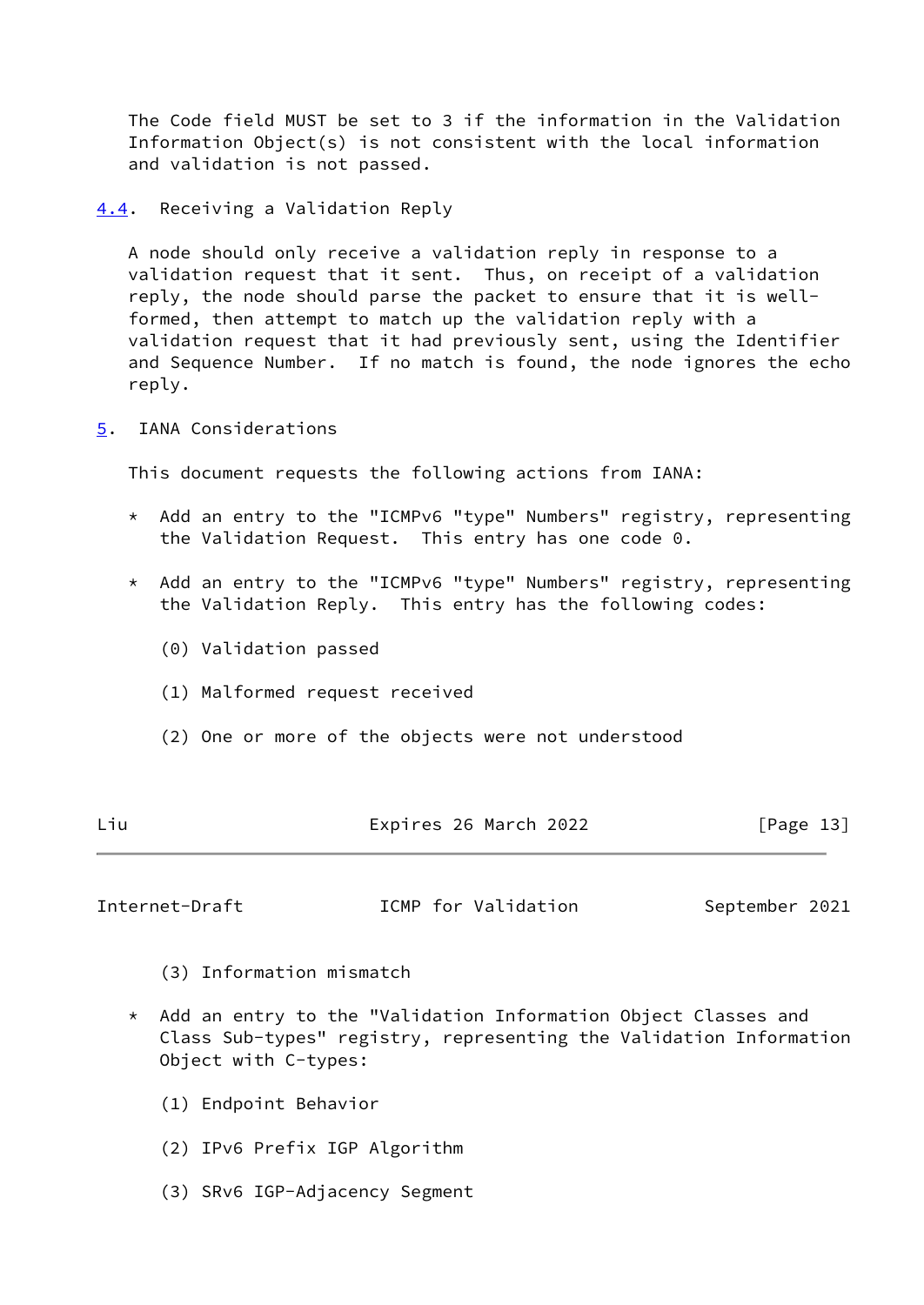The Code field MUST be set to 3 if the information in the Validation Information Object(s) is not consistent with the local information and validation is not passed.

### 4.4. Receiving a Validation Reply

A node should only receive a validation reply in response to a validation request that it sent. Thus, on receipt of a validation reply, the node should parse the packet to ensure that it is well-formed, then attempt to match up the validation reply with a validation request that it had previously sent, using the Identifier and Sequence Number. If no match is found, the node ignores the echo reply.

## 5. IANA Considerations

This document requests the following actions from IANA:

* Add an entry to the "ICMPv6 "type" Numbers" registry, representing the Validation Request. This entry has one code 0.

* Add an entry to the "ICMPv6 "type" Numbers" registry, representing the Validation Reply. This entry has the following codes:

  (0) Validation passed

  (1) Malformed request received

  (2) One or more of the objects were not understood

  (3) Information mismatch

* Add an entry to the "Validation Information Object Classes and Class Sub-types" registry, representing the Validation Information Object with C-types:

  (1) Endpoint Behavior

  (2) IPv6 Prefix IGP Algorithm

  (3) SRv6 IGP-Adjacency Segment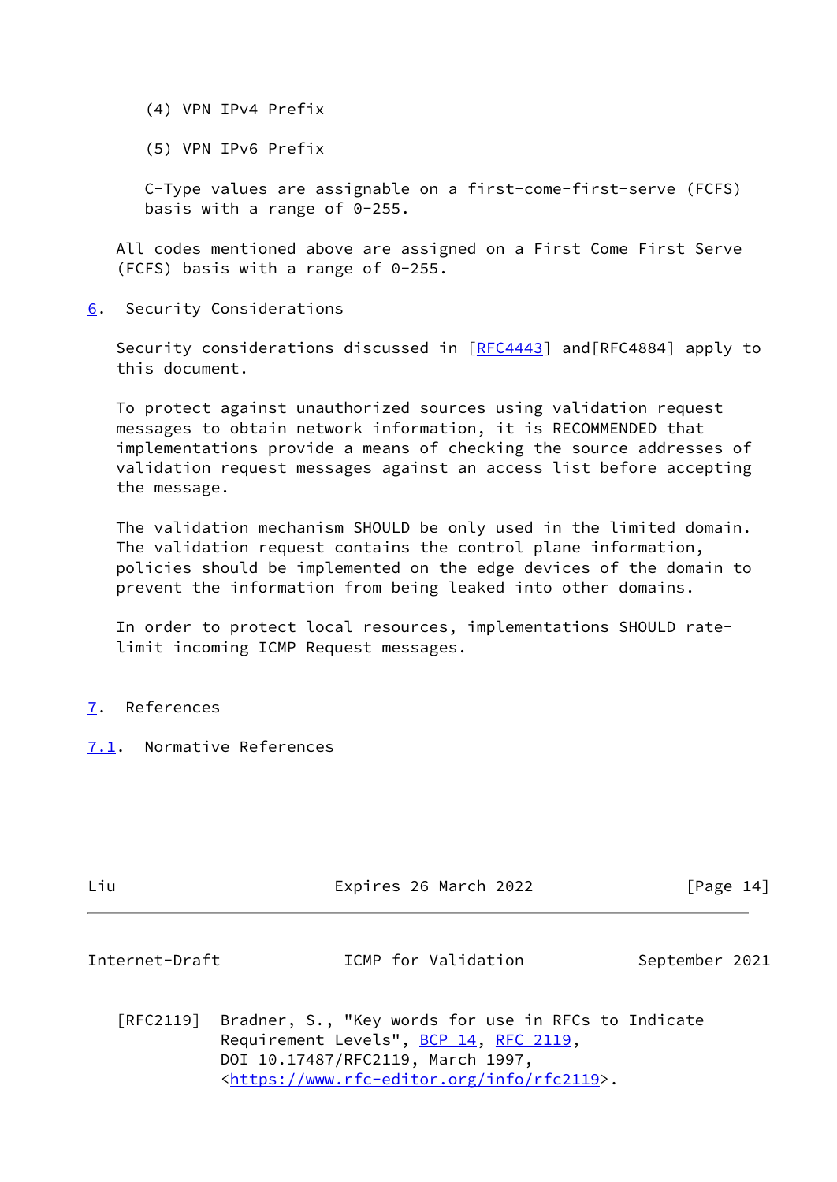(4) VPN IPv4 Prefix

(5) VPN IPv6 Prefix

C-Type values are assignable on a first-come-first-serve (FCFS) basis with a range of 0-255.

All codes mentioned above are assigned on a First Come First Serve (FCFS) basis with a range of 0-255.

## 6. Security Considerations

Security considerations discussed in [RFC4443] and[RFC4884] apply to this document.

To protect against unauthorized sources using validation request messages to obtain network information, it is RECOMMENDED that implementations provide a means of checking the source addresses of validation request messages against an access list before accepting the message.

The validation mechanism SHOULD be only used in the limited domain. The validation request contains the control plane information, policies should be implemented on the edge devices of the domain to prevent the information from being leaked into other domains.

In order to protect local resources, implementations SHOULD rate-limit incoming ICMP Request messages.

## 7. References

### 7.1. Normative References

[RFC2119] Bradner, S., "Key words for use in RFCs to Indicate Requirement Levels", BCP 14, RFC 2119, DOI 10.17487/RFC2119, March 1997, <https://www.rfc-editor.org/info/rfc2119>.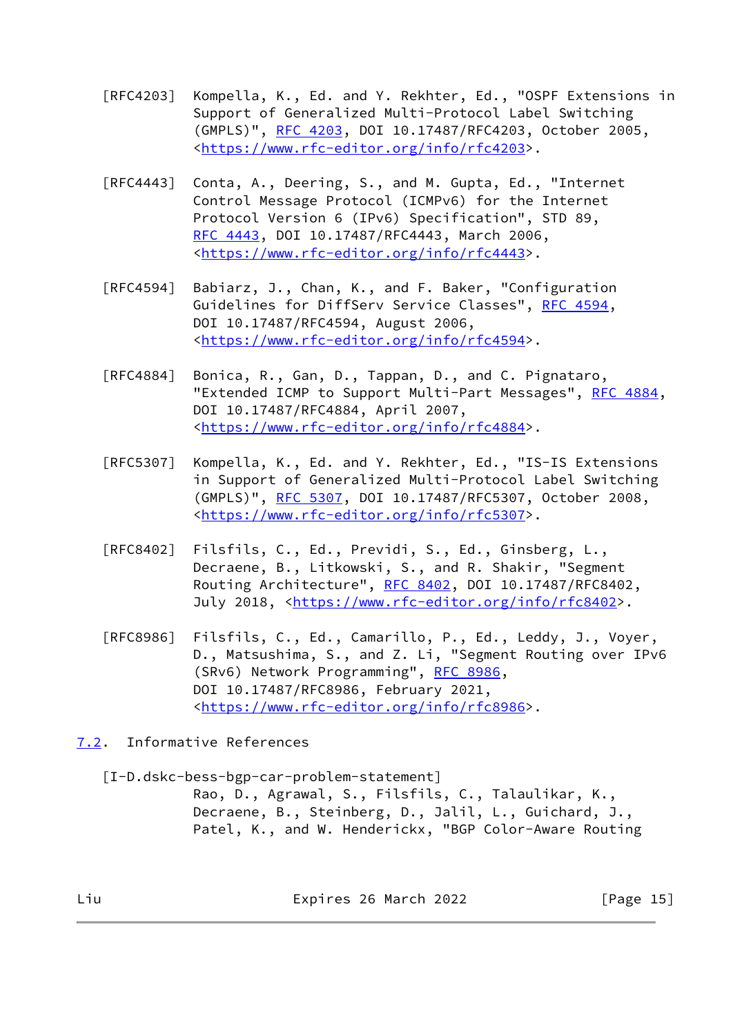[RFC4203] Kompella, K., Ed. and Y. Rekhter, Ed., "OSPF Extensions in Support of Generalized Multi-Protocol Label Switching (GMPLS)", RFC 4203, DOI 10.17487/RFC4203, October 2005, <https://www.rfc-editor.org/info/rfc4203>.

[RFC4443] Conta, A., Deering, S., and M. Gupta, Ed., "Internet Control Message Protocol (ICMPv6) for the Internet Protocol Version 6 (IPv6) Specification", STD 89, RFC 4443, DOI 10.17487/RFC4443, March 2006, <https://www.rfc-editor.org/info/rfc4443>.

[RFC4594] Babiarz, J., Chan, K., and F. Baker, "Configuration Guidelines for DiffServ Service Classes", RFC 4594, DOI 10.17487/RFC4594, August 2006, <https://www.rfc-editor.org/info/rfc4594>.

[RFC4884] Bonica, R., Gan, D., Tappan, D., and C. Pignataro, "Extended ICMP to Support Multi-Part Messages", RFC 4884, DOI 10.17487/RFC4884, April 2007, <https://www.rfc-editor.org/info/rfc4884>.

[RFC5307] Kompella, K., Ed. and Y. Rekhter, Ed., "IS-IS Extensions in Support of Generalized Multi-Protocol Label Switching (GMPLS)", RFC 5307, DOI 10.17487/RFC5307, October 2008, <https://www.rfc-editor.org/info/rfc5307>.

[RFC8402] Filsfils, C., Ed., Previdi, S., Ed., Ginsberg, L., Decraene, B., Litkowski, S., and R. Shakir, "Segment Routing Architecture", RFC 8402, DOI 10.17487/RFC8402, July 2018, <https://www.rfc-editor.org/info/rfc8402>.

[RFC8986] Filsfils, C., Ed., Camarillo, P., Ed., Leddy, J., Voyer, D., Matsushima, S., and Z. Li, "Segment Routing over IPv6 (SRv6) Network Programming", RFC 8986, DOI 10.17487/RFC8986, February 2021, <https://www.rfc-editor.org/info/rfc8986>.

## 7.2. Informative References

[I-D.dskc-bess-bgp-car-problem-statement]
Rao, D., Agrawal, S., Filsfils, C., Talaulikar, K., Decraene, B., Steinberg, D., Jalil, L., Guichard, J., Patel, K., and W. Henderickx, "BGP Color-Aware Routing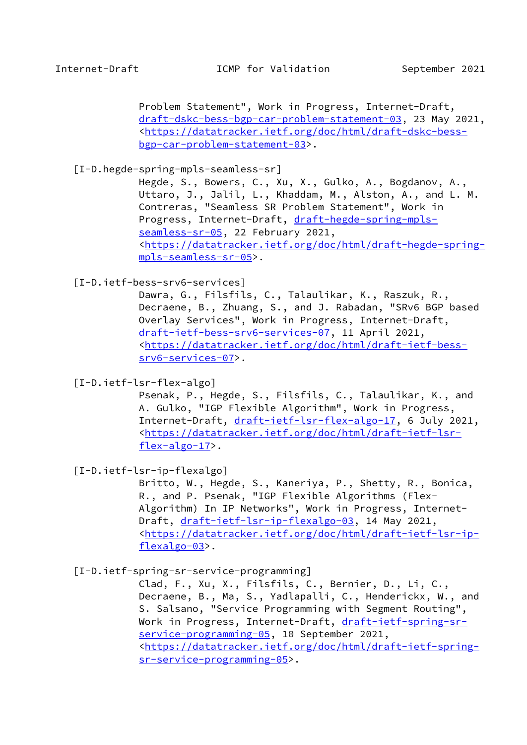Problem Statement", Work in Progress, Internet-Draft, draft-dskc-bess-bgp-car-problem-statement-03, 23 May 2021, <https://datatracker.ietf.org/doc/html/draft-dskc-bess-bgp-car-problem-statement-03>.

[I-D.hegde-spring-mpls-seamless-sr]
Hegde, S., Bowers, C., Xu, X., Gulko, A., Bogdanov, A., Uttaro, J., Jalil, L., Khaddam, M., Alston, A., and L. M. Contreras, "Seamless SR Problem Statement", Work in Progress, Internet-Draft, draft-hegde-spring-mpls-seamless-sr-05, 22 February 2021, <https://datatracker.ietf.org/doc/html/draft-hegde-spring-mpls-seamless-sr-05>.

[I-D.ietf-bess-srv6-services]
Dawra, G., Filsfils, C., Talaulikar, K., Raszuk, R., Decraene, B., Zhuang, S., and J. Rabadan, "SRv6 BGP based Overlay Services", Work in Progress, Internet-Draft, draft-ietf-bess-srv6-services-07, 11 April 2021, <https://datatracker.ietf.org/doc/html/draft-ietf-bess-srv6-services-07>.

[I-D.ietf-lsr-flex-algo]
Psenak, P., Hegde, S., Filsfils, C., Talaulikar, K., and A. Gulko, "IGP Flexible Algorithm", Work in Progress, Internet-Draft, draft-ietf-lsr-flex-algo-17, 6 July 2021, <https://datatracker.ietf.org/doc/html/draft-ietf-lsr-flex-algo-17>.

[I-D.ietf-lsr-ip-flexalgo]
Britto, W., Hegde, S., Kaneriya, P., Shetty, R., Bonica, R., and P. Psenak, "IGP Flexible Algorithms (Flex-Algorithm) In IP Networks", Work in Progress, Internet-Draft, draft-ietf-lsr-ip-flexalgo-03, 14 May 2021, <https://datatracker.ietf.org/doc/html/draft-ietf-lsr-ip-flexalgo-03>.

[I-D.ietf-spring-sr-service-programming]
Clad, F., Xu, X., Filsfils, C., Bernier, D., Li, C., Decraene, B., Ma, S., Yadlapalli, C., Henderickx, W., and S. Salsano, "Service Programming with Segment Routing", Work in Progress, Internet-Draft, draft-ietf-spring-sr-service-programming-05, 10 September 2021, <https://datatracker.ietf.org/doc/html/draft-ietf-spring-sr-service-programming-05>.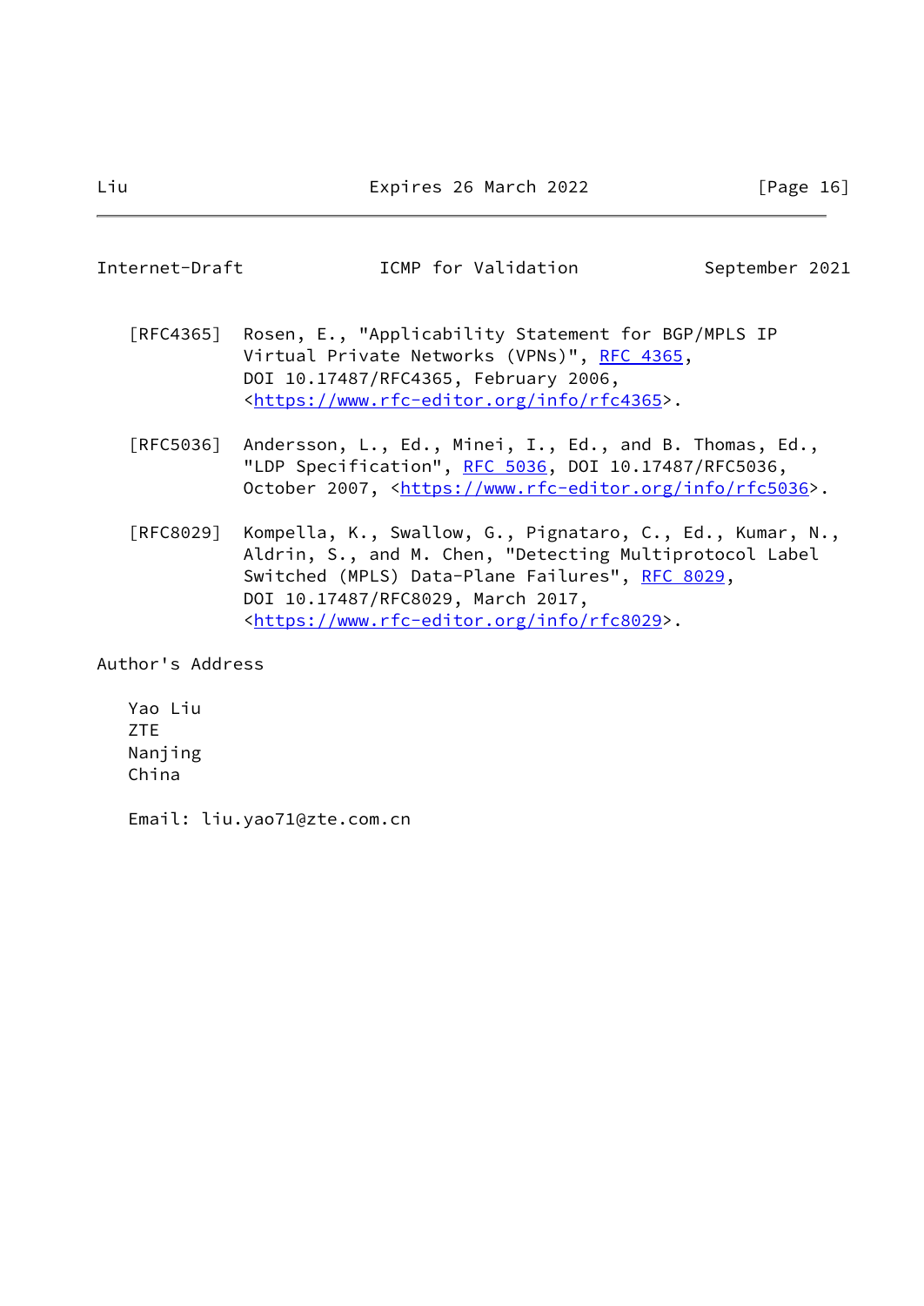[RFC4365] Rosen, E., "Applicability Statement for BGP/MPLS IP Virtual Private Networks (VPNs)", RFC 4365, DOI 10.17487/RFC4365, February 2006, <https://www.rfc-editor.org/info/rfc4365>.

[RFC5036] Andersson, L., Ed., Minei, I., Ed., and B. Thomas, Ed., "LDP Specification", RFC 5036, DOI 10.17487/RFC5036, October 2007, <https://www.rfc-editor.org/info/rfc5036>.

[RFC8029] Kompella, K., Swallow, G., Pignataro, C., Ed., Kumar, N., Aldrin, S., and M. Chen, "Detecting Multiprotocol Label Switched (MPLS) Data-Plane Failures", RFC 8029, DOI 10.17487/RFC8029, March 2017, <https://www.rfc-editor.org/info/rfc8029>.

## Author's Address

Yao Liu
ZTE
Nanjing
China

Email: liu.yao71@zte.com.cn